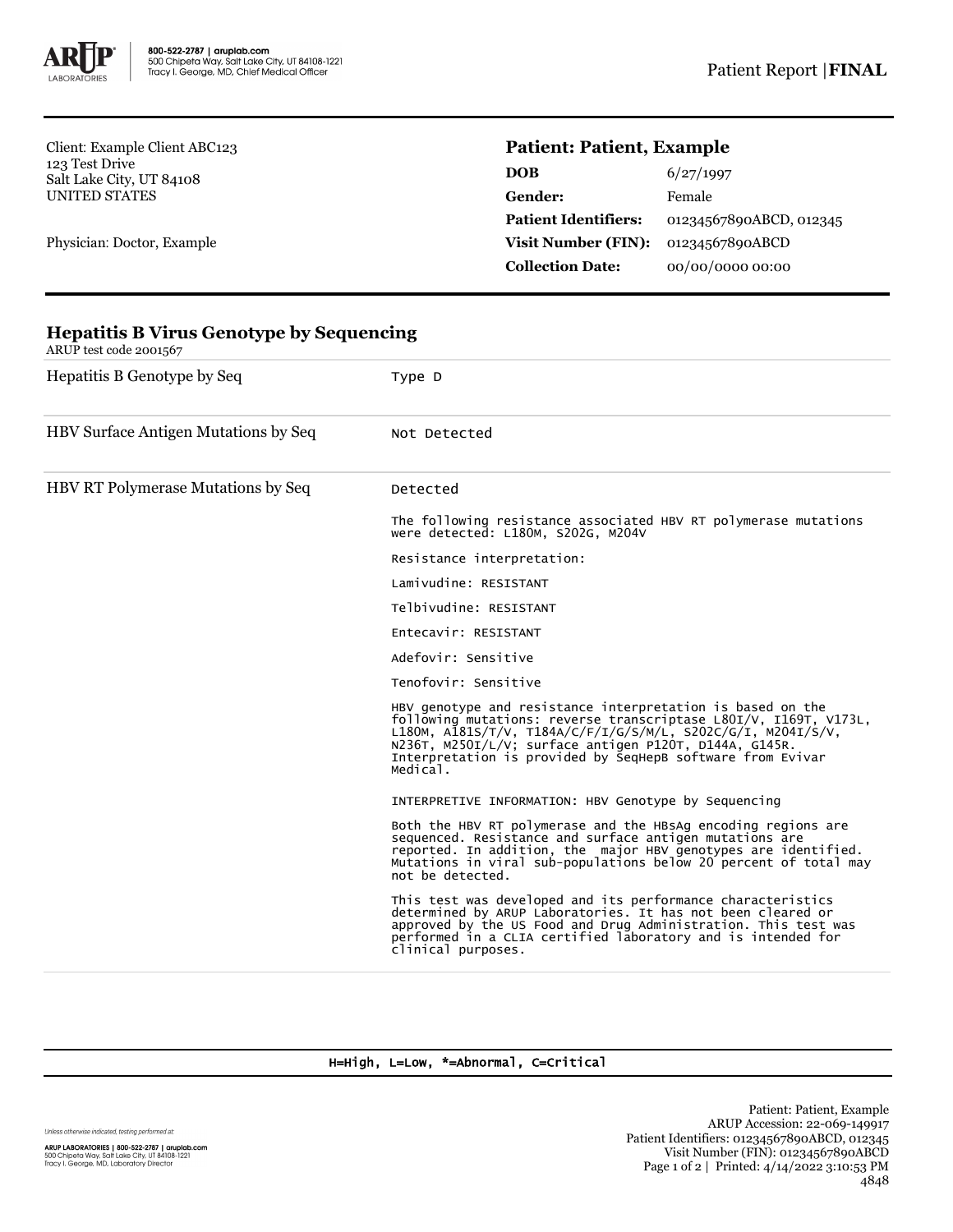800-522-2787 | aruplab.com
500 Chipeta Way, Salt Lake City, UT 84108-1221
Tracy I. George, MD, Chief Medical Officer

Patient Report | **FINAL**

Client: Example Client ABC123
123 Test Drive
Salt Lake City, UT 84108
UNITED STATES

Physician: Doctor, Example

## Patient: Patient, Example

| | |
|---|---|
| **DOB** | 6/27/1997 |
| **Gender:** | Female |
| **Patient Identifiers:** | 01234567890ABCD, 012345 |
| **Visit Number (FIN):** | 01234567890ABCD |
| **Collection Date:** | 00/00/0000 00:00 |

## Hepatitis B Virus Genotype by Sequencing

ARUP test code 2001567

| | |
|---|---|
| Hepatitis B Genotype by Seq | Type D |
| HBV Surface Antigen Mutations by Seq | Not Detected |
| HBV RT Polymerase Mutations by Seq | Detected |

The following resistance associated HBV RT polymerase mutations were detected: L180M, S202G, M204V

Resistance interpretation:

Lamivudine: RESISTANT

Telbivudine: RESISTANT

Entecavir: RESISTANT

Adefovir: Sensitive

Tenofovir: Sensitive

HBV genotype and resistance interpretation is based on the following mutations: reverse transcriptase L80I/V, I169T, V173L, L180M, A181S/T/V, T184A/C/F/I/G/S/M/L, S202C/G/I, M204I/S/V, N236T, M250I/L/V; surface antigen P120T, D144A, G145R. Interpretation is provided by SeqHepB software from Evivar Medical.

INTERPRETIVE INFORMATION: HBV Genotype by Sequencing

Both the HBV RT polymerase and the HBsAg encoding regions are sequenced. Resistance and surface antigen mutations are reported. In addition, the major HBV genotypes are identified. Mutations in viral sub-populations below 20 percent of total may not be detected.

This test was developed and its performance characteristics determined by ARUP Laboratories. It has not been cleared or approved by the US Food and Drug Administration. This test was performed in a CLIA certified laboratory and is intended for clinical purposes.

H=High, L=Low, *=Abnormal, C=Critical

Unless otherwise indicated, testing performed at:

ARUP LABORATORIES | 800-522-2787 | aruplab.com
500 Chipeta Way, Salt Lake City, UT 84108-1221
Tracy I. George, MD, Laboratory Director

Patient: Patient, Example
ARUP Accession: 22-069-149917
Patient Identifiers: 01234567890ABCD, 012345
Visit Number (FIN): 01234567890ABCD
Printed: 4/14/2022 3:10:53 PM
4848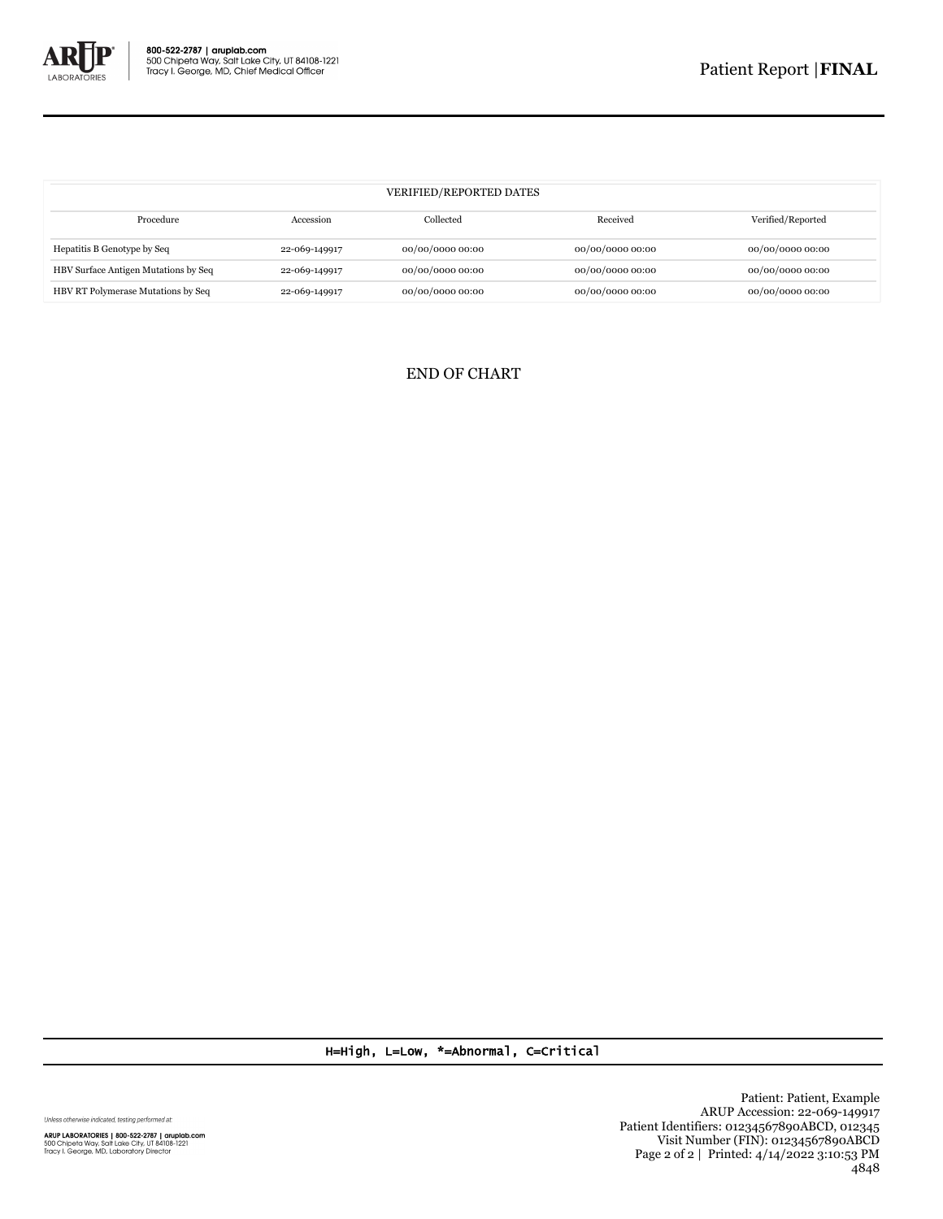| VERIFIED/REPORTED DATES | | | | |
|---|---|---|---|---|
| Procedure | Accession | Collected | Received | Verified/Reported |
| Hepatitis B Genotype by Seq | 22-069-149917 | 00/00/0000 00:00 | 00/00/0000 00:00 | 00/00/0000 00:00 |
| HBV Surface Antigen Mutations by Seq | 22-069-149917 | 00/00/0000 00:00 | 00/00/0000 00:00 | 00/00/0000 00:00 |
| HBV RT Polymerase Mutations by Seq | 22-069-149917 | 00/00/0000 00:00 | 00/00/0000 00:00 | 00/00/0000 00:00 |

END OF CHART

H=High, L=Low, *=Abnormal, C=Critical